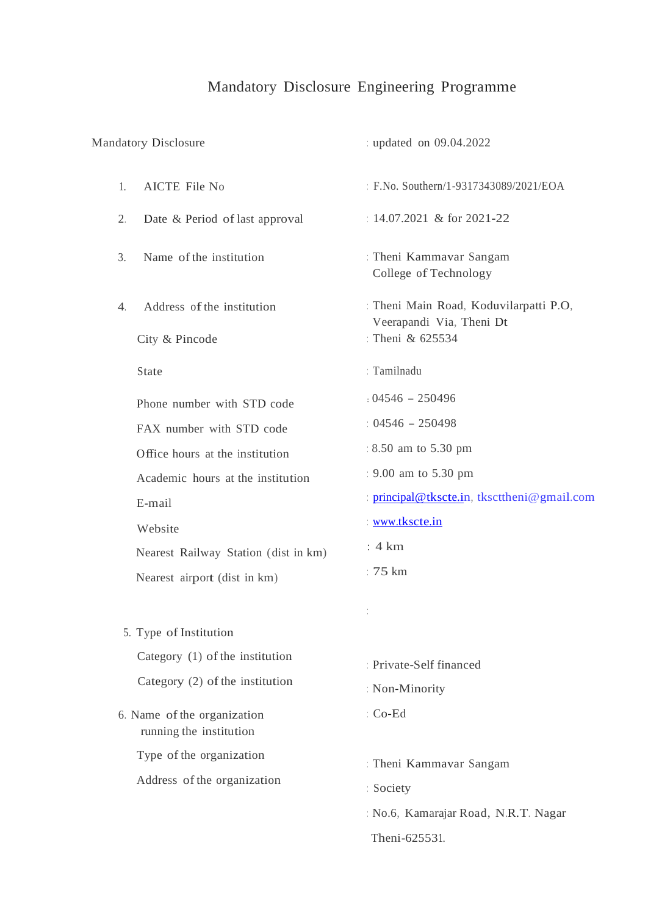# Mandatory Disclosure Engineering Programme

| | | |
|---|---|---|
| Mandatory Disclosure | | : updated on 09.04.2022 |
| 1. | AICTE File No | : F.No. Southern/1-9317343089/2021/EOA |
| 2. | Date & Period of last approval | : 14.07.2021 & for 2021-22 |
| 3. | Name of the institution | : Theni Kammavar Sangam College of Technology |
| 4. | Address of the institution | : Theni Main Road, Koduvilarpatti P.O, Veerapandi Via, Theni Dt |
| | City & Pincode | : Theni & 625534 |
| | State | : Tamilnadu |
| | Phone number with STD code | : 04546 – 250496 |
| | FAX number with STD code | : 04546 – 250498 |
| | Office hours at the institution | : 8.50 am to 5.30 pm |
| | Academic hours at the institution | : 9.00 am to 5.30 pm |
| | E-mail | : principal@tkscte.in, tkscttheni@gmail.com |
| | Website | : www.tkscte.in |
| | Nearest Railway Station (dist in km) | : 4 km |
| | Nearest airport (dist in km) | : 75 km |
| 5. | Type of Institution | : Private-Self financed |
| | Category (1) of the institution | : Non-Minority |
| | Category (2) of the institution | : Co-Ed |
| 6. | Name of the organization running the institution | : Theni Kammavar Sangam |
| | Type of the organization | : Society |
| | Address of the organization | : No.6, Kamarajar Road, N.R.T. Nagar Theni-625531. |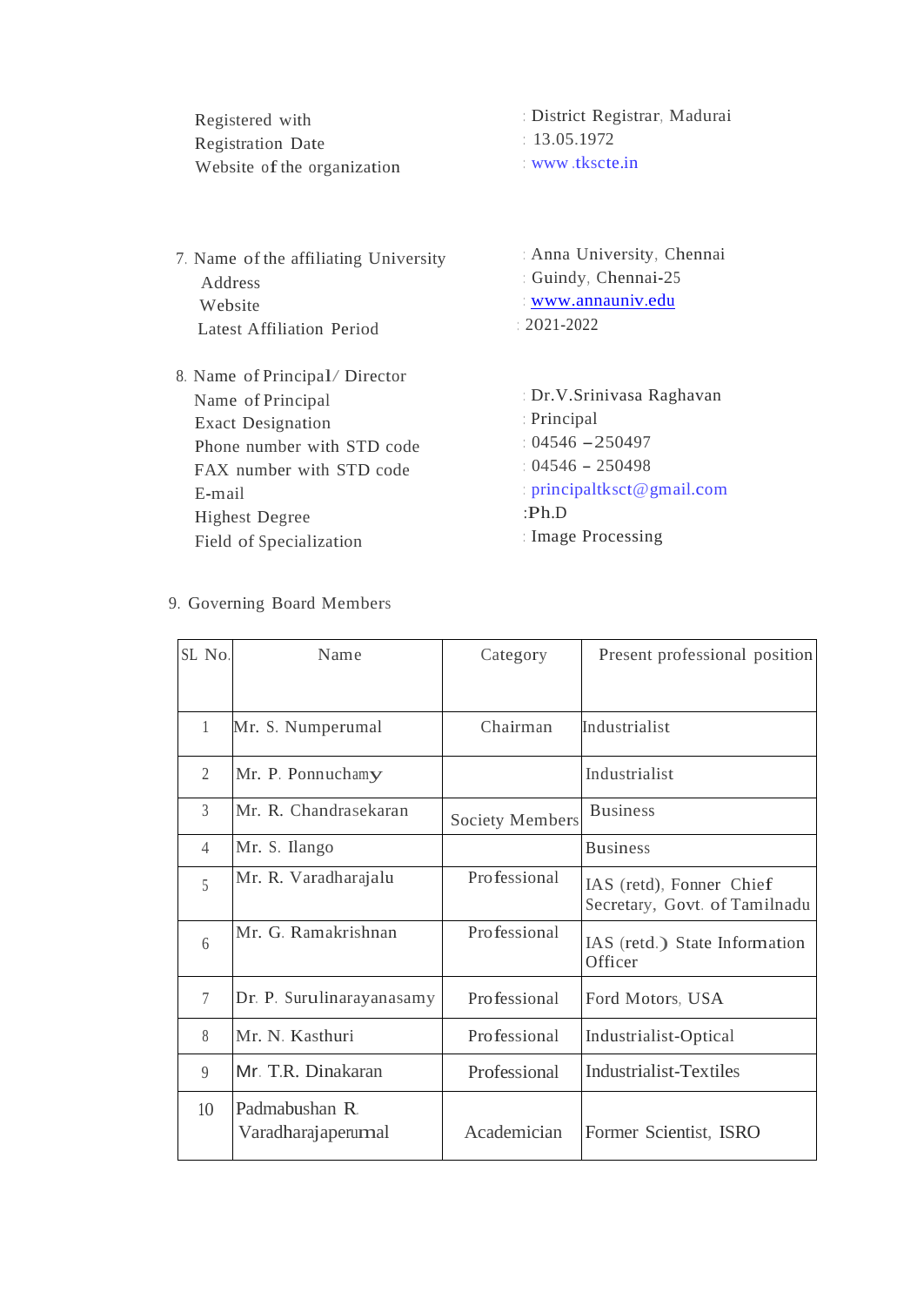| | |
|---|---|
| Registered with | : District Registrar, Madurai |
| Registration Date | : 13.05.1972 |
| Website of the organization | : www.tkscte.in |

7. Name of the affiliating University : Anna University, Chennai
   Address : Guindy, Chennai-25
   Website : www.annauniv.edu
   Latest Affiliation Period : 2021-2022

8. Name of Principal/ Director
   Name of Principal : Dr.V.Srinivasa Raghavan
   Exact Designation : Principal
   Phone number with STD code : 04546 –250497
   FAX number with STD code : 04546 – 250498
   E-mail : principaltksct@gmail.com
   Highest Degree :Ph.D
   Field of Specialization : Image Processing

9. Governing Board Members

| SL No. | Name | Category | Present professional position |
|---|---|---|---|
| 1 | Mr. S. Numperumal | Chairman | Industrialist |
| 2 | Mr. P. Ponnuchamy | Society Members | Industrialist |
| 3 | Mr. R. Chandrasekaran | | Business |
| 4 | Mr. S. Ilango | | Business |
| 5 | Mr. R. Varadharajalu | Professional | IAS (retd), Fonner Chief Secretary, Govt. of Tamilnadu |
| 6 | Mr. G. Ramakrishnan | Professional | IAS (retd.) State Information Officer |
| 7 | Dr. P. Surulinarayanasamy | Professional | Ford Motors, USA |
| 8 | Mr. N. Kasthuri | Professional | Industrialist-Optical |
| 9 | Mr. T.R. Dinakaran | Professional | Industrialist-Textiles |
| 10 | Padmabushan R. Varadharajaperumal | Academician | Former Scientist, ISRO |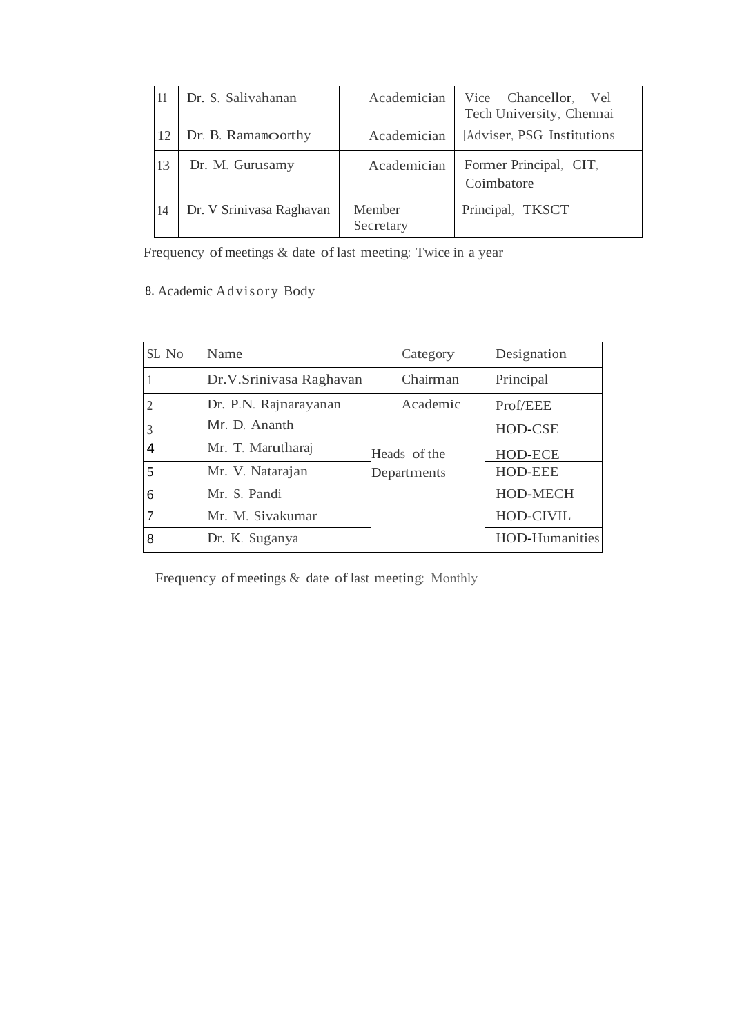| 11 | Dr. S. Salivahanan | Academician | Vice Chancellor, Vel Tech University, Chennai |
|---|---|---|---|
| 12 | Dr. B. Ramamoorthy | Academician | [Adviser, PSG Institutions |
| 13 | Dr. M. Gurusamy | Academician | Former Principal, CIT, Coimbatore |
| 14 | Dr V Srinivasa Raghavan | Member Secretary | Principal, TKSCT |

Frequency of meetings & date of last meeting: Twice in a year

8. Academic Advisory Body

| SL No | Name | Category | Designation |
|---|---|---|---|
| 1 | Dr.V.Srinivasa Raghavan | Chairman | Principal |
| 2 | Dr. P.N. Rajnarayanan | Academic | Prof/EEE |
| 3 | Mr. D. Ananth | Heads of the Departments | HOD-CSE |
| 4 | Mr. T. Marutharaj | | HOD-ECE |
| 5 | Mr. V. Natarajan | | HOD-EEE |
| 6 | Mr. S. Pandi | | HOD-MECH |
| 7 | Mr. M. Sivakumar | | HOD-CIVIL |
| 8 | Dr. K. Suganya | | HOD-Humanities |

Frequency of meetings & date of last meeting: Monthly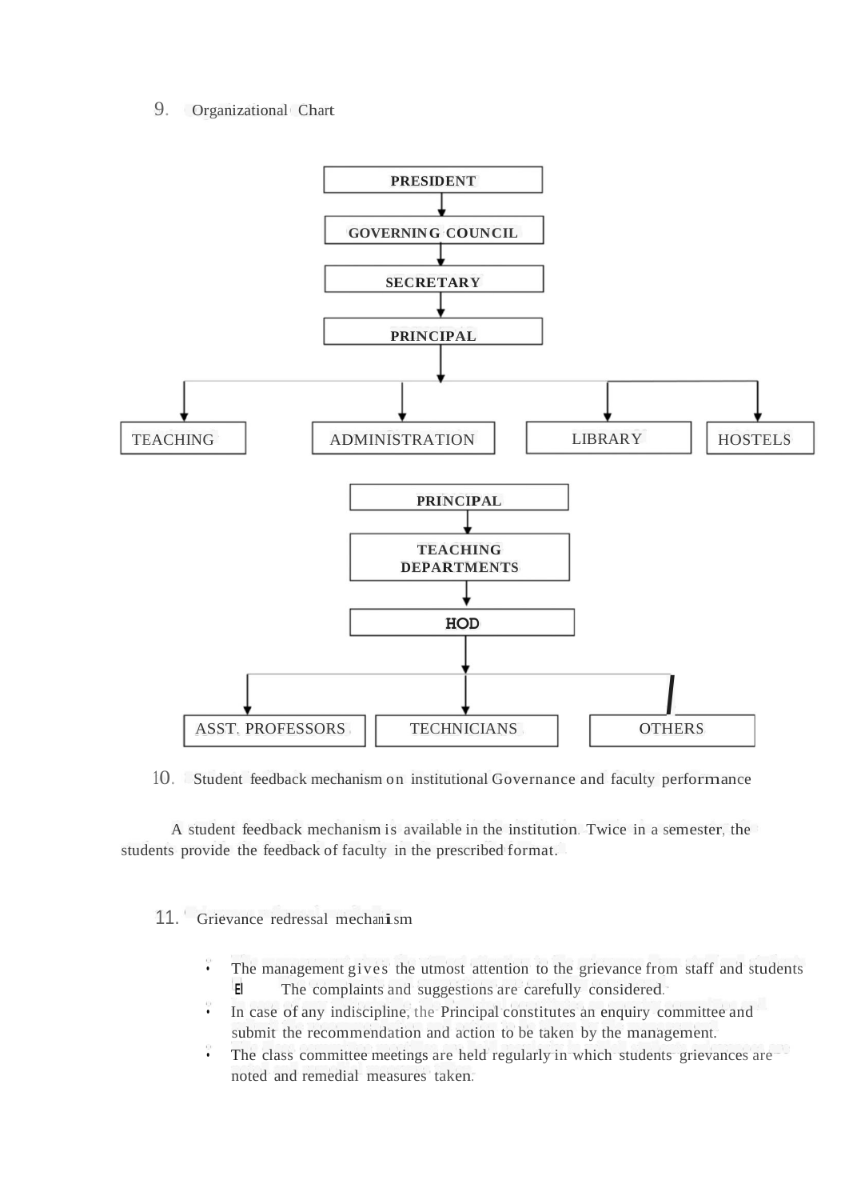## 9. Organizational Chart

PRESIDENT

↓

GOVERNING COUNCIL

↓

SECRETARY

↓

PRINCIPAL

↓

TEACHING | ADMINISTRATION | LIBRARY | HOSTELS

PRINCIPAL

↓

TEACHING DEPARTMENTS

↓

HOD

↓

ASST. PROFESSORS | TECHNICIANS | OTHERS

## 10. Student feedback mechanism on institutional Governance and faculty performance

A student feedback mechanism is available in the institution. Twice in a semester, the students provide the feedback of faculty in the prescribed format.

## 11. Grievance redressal mechanism

- The management gives the utmost attention to the grievance from staff and students
  - The complaints and suggestions are carefully considered.
- In case of any indiscipline, the Principal constitutes an enquiry committee and submit the recommendation and action to be taken by the management.
- The class committee meetings are held regularly in which students grievances are noted and remedial measures taken.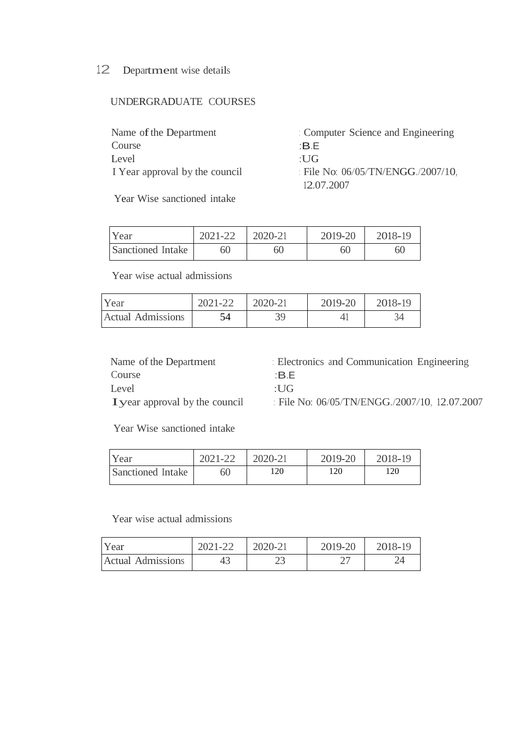## 12 Department wise details

### UNDERGRADUATE COURSES

Name of the Department : Computer Science and Engineering
Course :B.E
Level :UG
I Year approval by the council : File No: 06/05/TN/ENGG./2007/10, 12.07.2007

Year Wise sanctioned intake

| Year | 2021-22 | 2020-21 | 2019-20 | 2018-19 |
|---|---|---|---|---|
| Sanctioned Intake | 60 | 60 | 60 | 60 |

Year wise actual admissions

| Year | 2021-22 | 2020-21 | 2019-20 | 2018-19 |
|---|---|---|---|---|
| Actual Admissions | 54 | 39 | 41 | 34 |

Name of the Department : Electronics and Communication Engineering
Course :B.E
Level :UG
I year approval by the council : File No: 06/05/TN/ENGG./2007/10, 12.07.2007

Year Wise sanctioned intake

| Year | 2021-22 | 2020-21 | 2019-20 | 2018-19 |
|---|---|---|---|---|
| Sanctioned Intake | 60 | 120 | 120 | 120 |

Year wise actual admissions

| Year | 2021-22 | 2020-21 | 2019-20 | 2018-19 |
|---|---|---|---|---|
| Actual Admissions | 43 | 23 | 27 | 24 |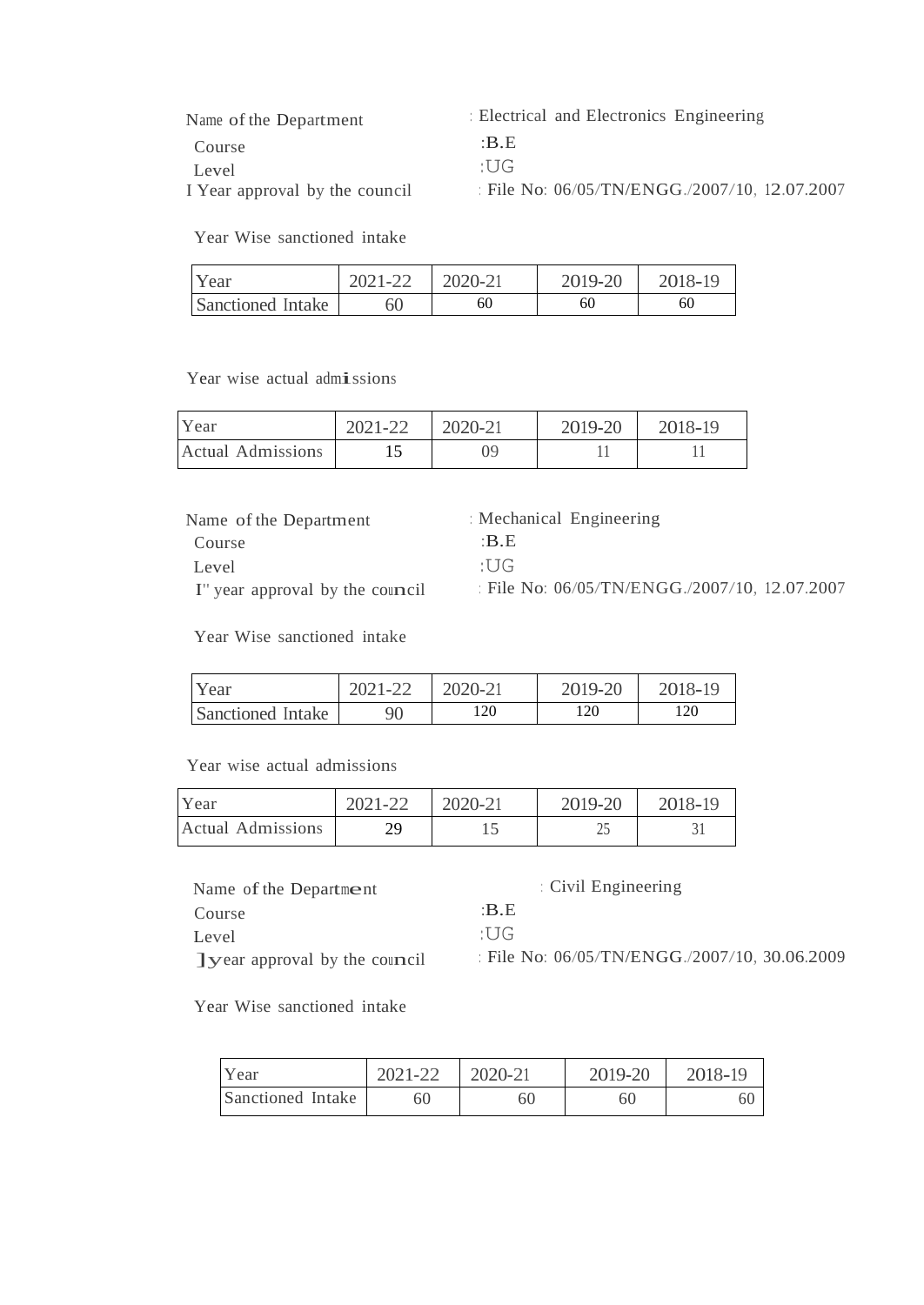Name of the Department : Electrical and Electronics Engineering
Course :B.E
Level :UG
I Year approval by the council : File No: 06/05/TN/ENGG./2007/10, 12.07.2007

Year Wise sanctioned intake

| Year | 2021-22 | 2020-21 | 2019-20 | 2018-19 |
|---|---|---|---|---|
| Sanctioned Intake | 60 | 60 | 60 | 60 |

Year wise actual admissions

| Year | 2021-22 | 2020-21 | 2019-20 | 2018-19 |
|---|---|---|---|---|
| Actual Admissions | 15 | 09 | 11 | 11 |

Name of the Department : Mechanical Engineering
Course :B.E
Level :UG
I" year approval by the council : File No: 06/05/TN/ENGG./2007/10, 12.07.2007

Year Wise sanctioned intake

| Year | 2021-22 | 2020-21 | 2019-20 | 2018-19 |
|---|---|---|---|---|
| Sanctioned Intake | 90 | 120 | 120 | 120 |

Year wise actual admissions

| Year | 2021-22 | 2020-21 | 2019-20 | 2018-19 |
|---|---|---|---|---|
| Actual Admissions | 29 | 15 | 25 | 31 |

Name of the Department : Civil Engineering
Course :B.E
Level :UG
]year approval by the council : File No: 06/05/TN/ENGG./2007/10, 30.06.2009

Year Wise sanctioned intake

| Year | 2021-22 | 2020-21 | 2019-20 | 2018-19 |
|---|---|---|---|---|
| Sanctioned Intake | 60 | 60 | 60 | 60 |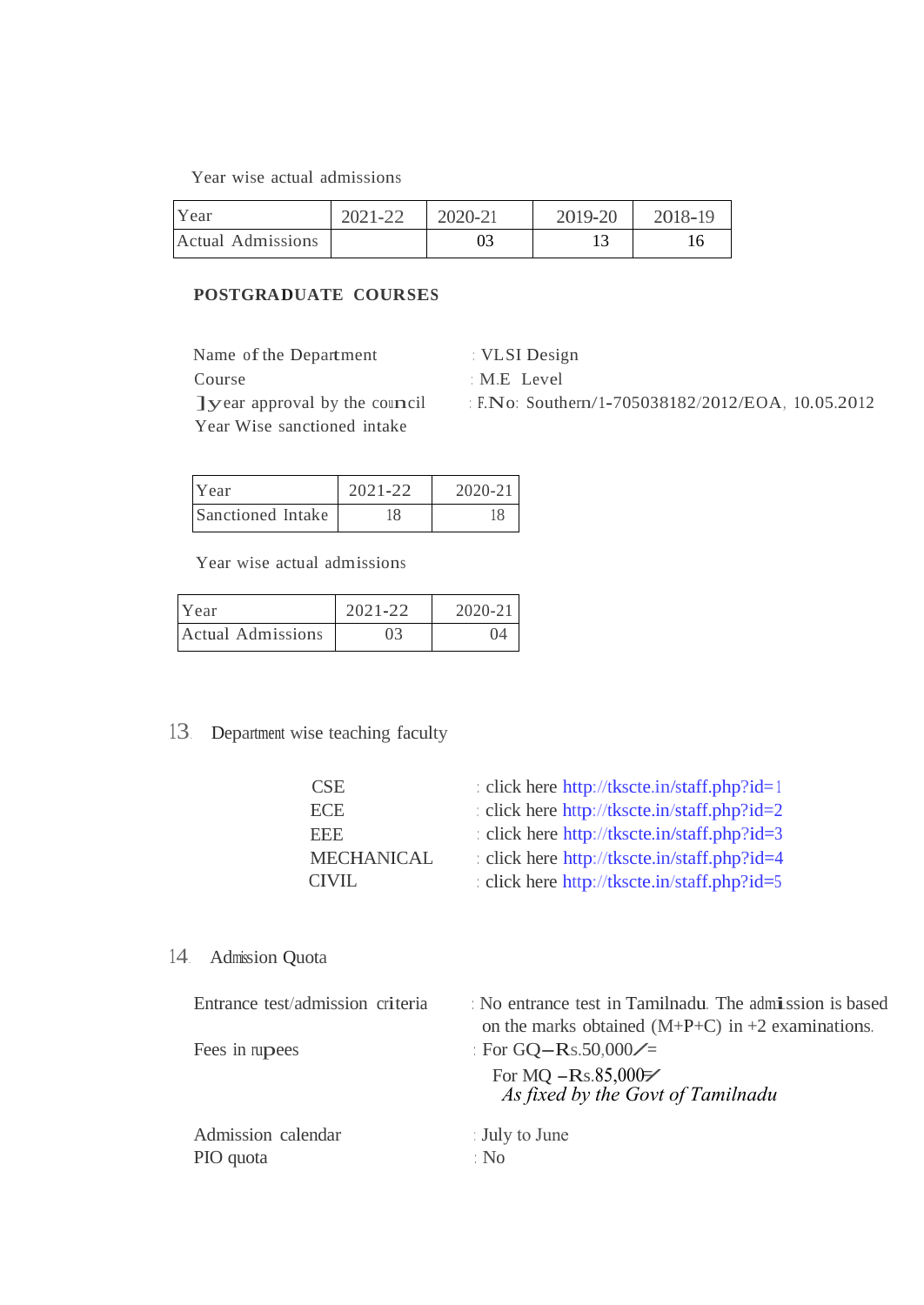Year wise actual admissions

| Year | 2021-22 | 2020-21 | 2019-20 | 2018-19 |
|---|---|---|---|---|
| Actual Admissions | | 03 | 13 | 16 |

**POSTGRADUATE COURSES**

Name of the Department : VLSI Design
Course : M.E Level
1year approval by the council : F.No: Southern/1-705038182/2012/EOA, 10.05.2012
Year Wise sanctioned intake

| Year | 2021-22 | 2020-21 |
|---|---|---|
| Sanctioned Intake | 18 | 18 |

Year wise actual admissions

| Year | 2021-22 | 2020-21 |
|---|---|---|
| Actual Admissions | 03 | 04 |

13. Department wise teaching faculty

- CSE : click here http://tkscte.in/staff.php?id=1
- ECE : click here http://tkscte.in/staff.php?id=2
- EEE : click here http://tkscte.in/staff.php?id=3
- MECHANICAL : click here http://tkscte.in/staff.php?id=4
- CIVIL : click here http://tkscte.in/staff.php?id=5

14. Admission Quota

Entrance test/admission criteria : No entrance test in Tamilnadu. The admission is based on the marks obtained (M+P+C) in +2 examinations.

Fees in rupees : For GQ – Rs.50,000/=
For MQ – Rs.85,000/=
*As fixed by the Govt of Tamilnadu*

Admission calendar : July to June
PIO quota : No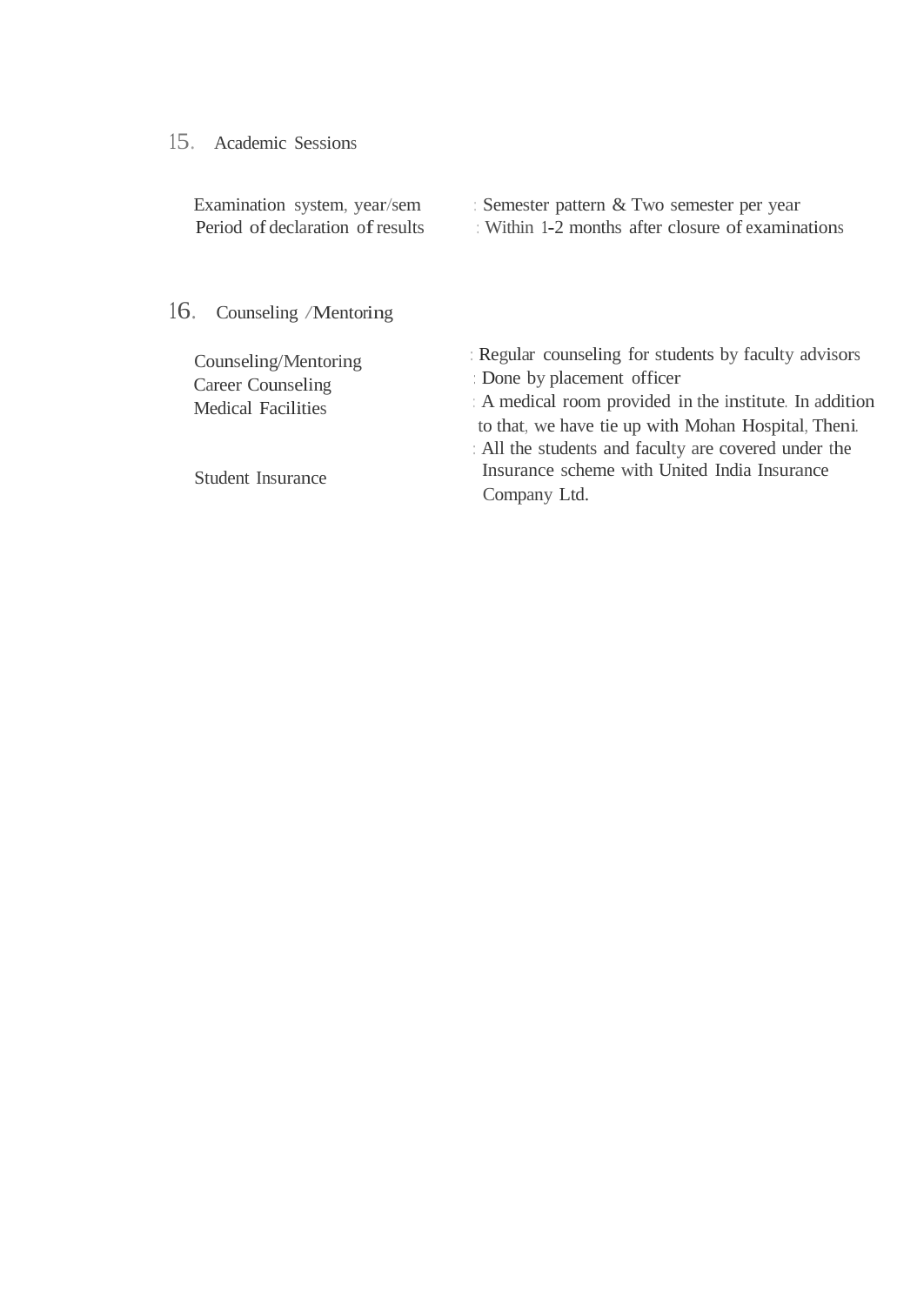## 15. Academic Sessions

| | |
|---|---|
| Examination system, year/sem | : Semester pattern & Two semester per year |
| Period of declaration of results | : Within 1-2 months after closure of examinations |

## 16. Counseling /Mentoring

| | |
|---|---|
| Counseling/Mentoring | : Regular counseling for students by faculty advisors |
| Career Counseling | : Done by placement officer |
| Medical Facilities | : A medical room provided in the institute. In addition to that, we have tie up with Mohan Hospital, Theni. |
| Student Insurance | : All the students and faculty are covered under the Insurance scheme with United India Insurance Company Ltd. |